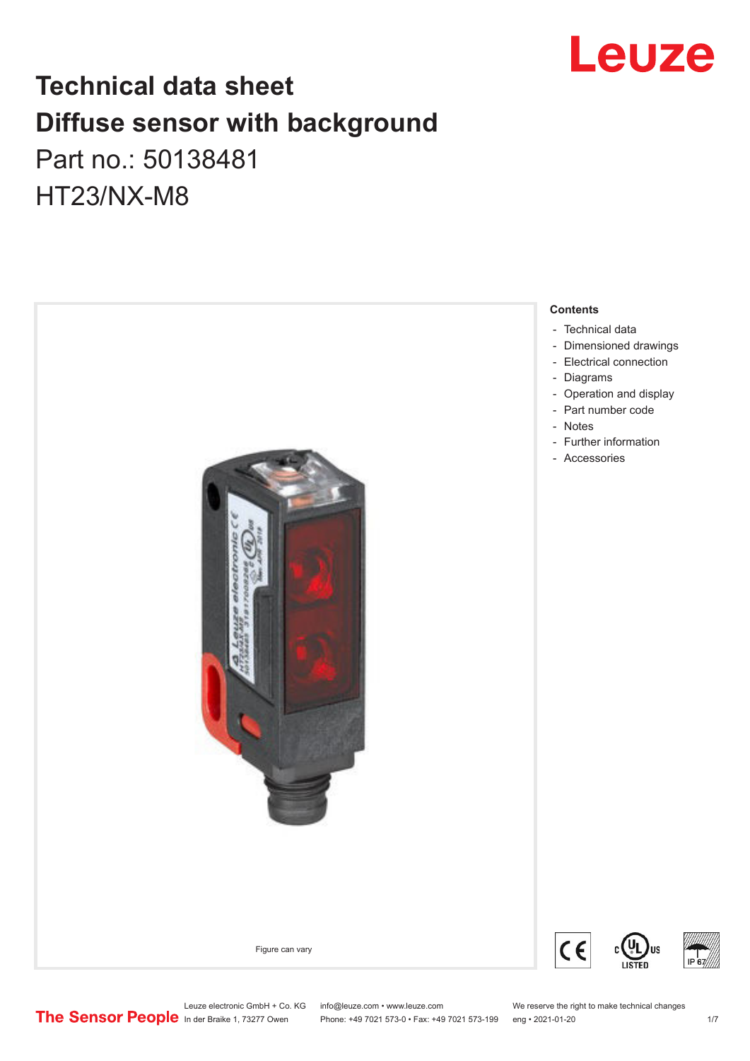# Technical data sheet

# Diffuse sensor with background

Part no.: 50138481

HT23/NX-M8

Figure can vary

**Contents**

- Technical data
- Dimensioned drawings
- Electrical connection
- Diagrams
- Operation and display
- Part number code
- Notes
- Further information
- Accessories

Leuze electronic GmbH + Co. KG
In der Braike 1, 73277 Owen

info@leuze.com • www.leuze.com
Phone: +49 7021 573-0 • Fax: +49 7021 573-199

We reserve the right to make technical changes
eng • 2021-01-20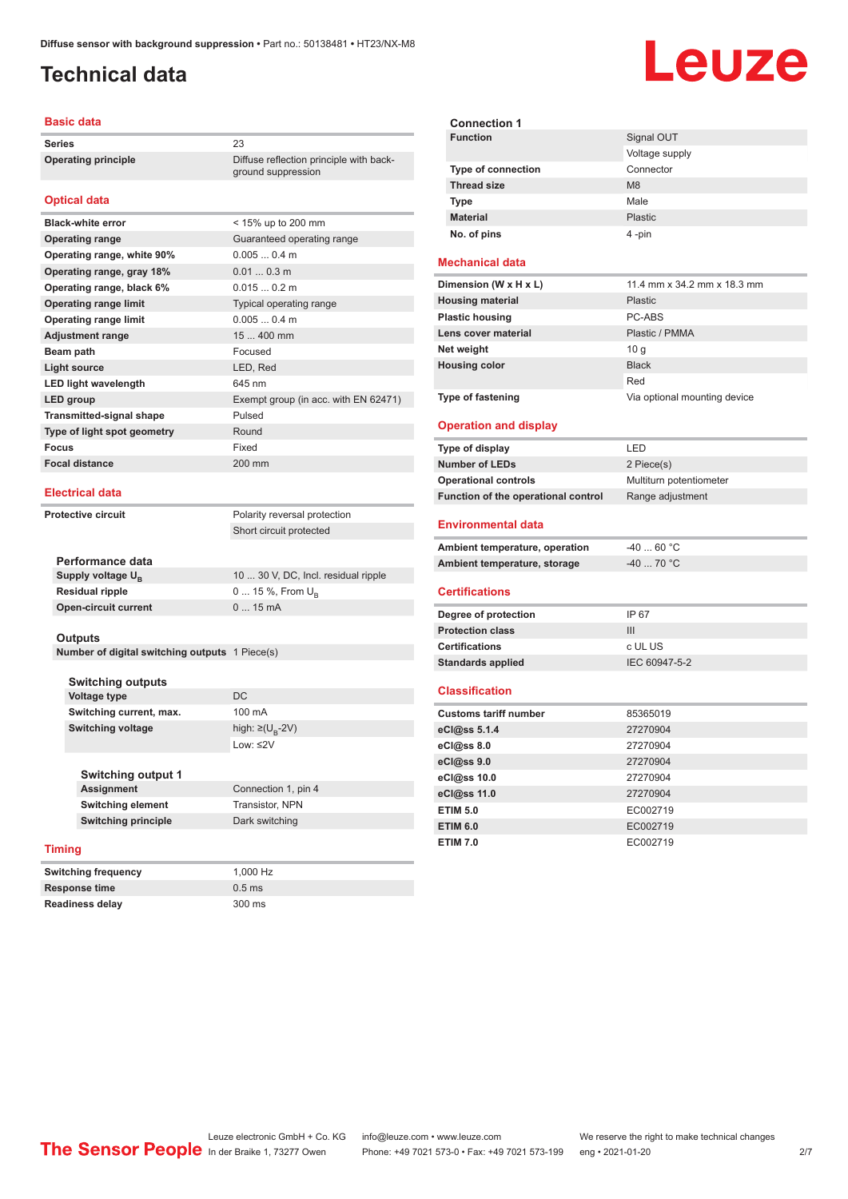# Technical data

## Basic data

| | |
|---|---|
| Series | 23 |
| Operating principle | Diffuse reflection principle with background suppression |

## Optical data

| | |
|---|---|
| Black-white error | < 15% up to 200 mm |
| Operating range | Guaranteed operating range |
| Operating range, white 90% | 0.005 ... 0.4 m |
| Operating range, gray 18% | 0.01 ... 0.3 m |
| Operating range, black 6% | 0.015 ... 0.2 m |
| Operating range limit | Typical operating range |
| Operating range limit | 0.005 ... 0.4 m |
| Adjustment range | 15 ... 400 mm |
| Beam path | Focused |
| Light source | LED, Red |
| LED light wavelength | 645 nm |
| LED group | Exempt group (in acc. with EN 62471) |
| Transmitted-signal shape | Pulsed |
| Type of light spot geometry | Round |
| Focus | Fixed |
| Focal distance | 200 mm |

## Electrical data

| | |
|---|---|
| Protective circuit | Polarity reversal protection |
| | Short circuit protected |

### Performance data

| | |
|---|---|
| Supply voltage $U_B$ | 10 ... 30 V, DC, Incl. residual ripple |
| Residual ripple | 0 ... 15 %, From $U_B$ |
| Open-circuit current | 0 ... 15 mA |

### Outputs

| | |
|---|---|
| Number of digital switching outputs | 1 Piece(s) |

### Switching outputs

| | |
|---|---|
| Voltage type | DC |
| Switching current, max. | 100 mA |
| Switching voltage | high: ≥($U_B$-2V) |
| | Low: ≤2V |

### Switching output 1

| | |
|---|---|
| Assignment | Connection 1, pin 4 |
| Switching element | Transistor, NPN |
| Switching principle | Dark switching |

## Timing

| | |
|---|---|
| Switching frequency | 1,000 Hz |
| Response time | 0.5 ms |
| Readiness delay | 300 ms |

### Connection 1

| | |
|---|---|
| Function | Signal OUT |
| | Voltage supply |
| Type of connection | Connector |
| Thread size | M8 |
| Type | Male |
| Material | Plastic |
| No. of pins | 4 -pin |

## Mechanical data

| | |
|---|---|
| Dimension (W x H x L) | 11.4 mm x 34.2 mm x 18.3 mm |
| Housing material | Plastic |
| Plastic housing | PC-ABS |
| Lens cover material | Plastic / PMMA |
| Net weight | 10 g |
| Housing color | Black |
| | Red |
| Type of fastening | Via optional mounting device |

## Operation and display

| | |
|---|---|
| Type of display | LED |
| Number of LEDs | 2 Piece(s) |
| Operational controls | Multiturn potentiometer |
| Function of the operational control | Range adjustment |

## Environmental data

| | |
|---|---|
| Ambient temperature, operation | -40 ... 60 °C |
| Ambient temperature, storage | -40 ... 70 °C |

## Certifications

| | |
|---|---|
| Degree of protection | IP 67 |
| Protection class | III |
| Certifications | c UL US |
| Standards applied | IEC 60947-5-2 |

## Classification

| | |
|---|---|
| Customs tariff number | 85365019 |
| eCl@ss 5.1.4 | 27270904 |
| eCl@ss 8.0 | 27270904 |
| eCl@ss 9.0 | 27270904 |
| eCl@ss 10.0 | 27270904 |
| eCl@ss 11.0 | 27270904 |
| ETIM 5.0 | EC002719 |
| ETIM 6.0 | EC002719 |
| ETIM 7.0 | EC002719 |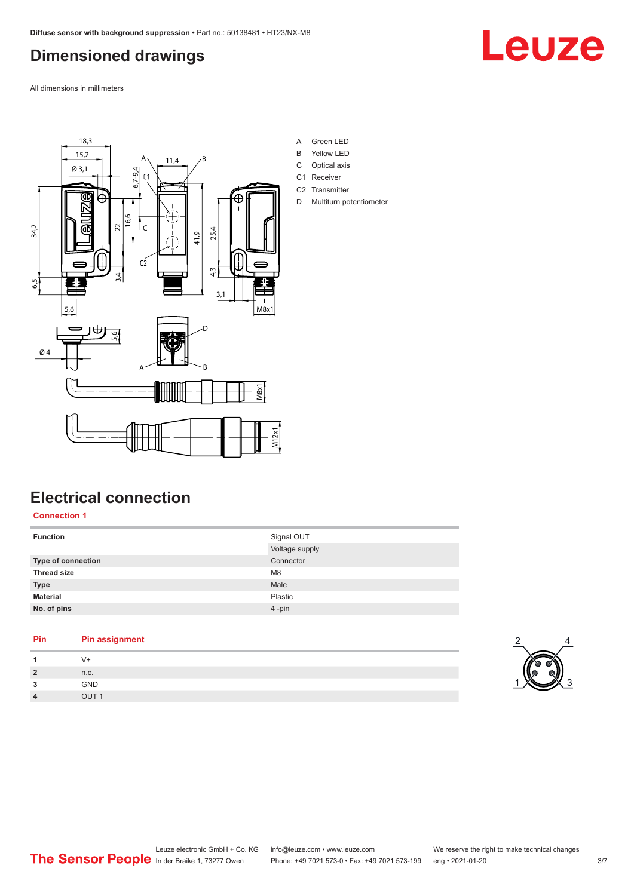# Dimensioned drawings

All dimensions in millimeters

A Green LED
B Yellow LED
C Optical axis
C1 Receiver
C2 Transmitter
D Multiturn potentiometer

# Electrical connection

## Connection 1

| Function | Signal OUT |
|---|---|
| | Voltage supply |
| **Type of connection** | Connector |
| **Thread size** | M8 |
| **Type** | Male |
| **Material** | Plastic |
| **No. of pins** | 4 -pin |

| Pin | Pin assignment |
|---|---|
| 1 | V+ |
| 2 | n.c. |
| 3 | GND |
| 4 | OUT 1 |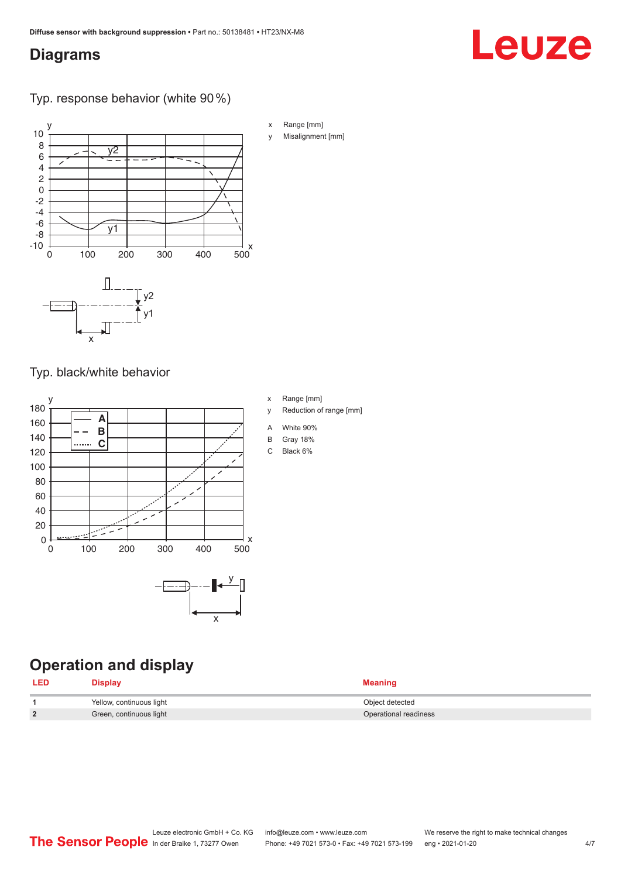## Diagrams

### Typ. response behavior (white 90 %)

x Range [mm]

y Misalignment [mm]

### Typ. black/white behavior

x Range [mm]

y Reduction of range [mm]

A White 90%

B Gray 18%

C Black 6%

## Operation and display

| LED | Display | Meaning |
|---|---|---|
| 1 | Yellow, continuous light | Object detected |
| 2 | Green, continuous light | Operational readiness |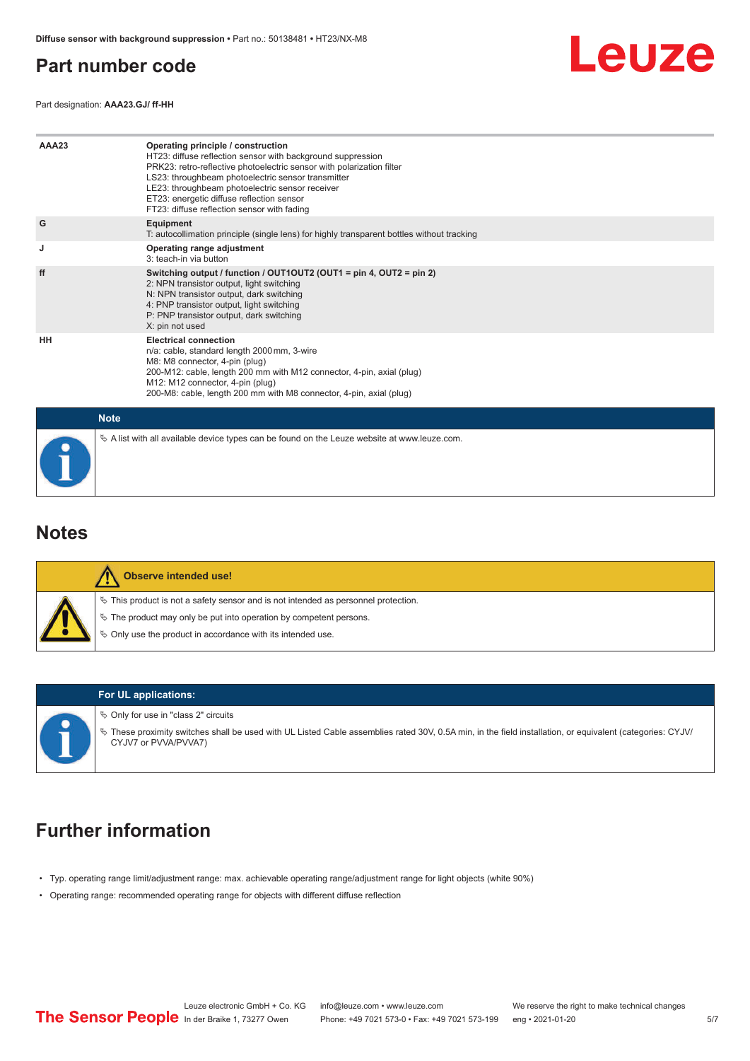## Part number code

Part designation: **AAA23.GJ/ ff-HH**

| | |
|---|---|
| **AAA23** | **Operating principle / construction**<br>HT23: diffuse reflection sensor with background suppression<br>PRK23: retro-reflective photoelectric sensor with polarization filter<br>LS23: throughbeam photoelectric sensor transmitter<br>LE23: throughbeam photoelectric sensor receiver<br>ET23: energetic diffuse reflection sensor<br>FT23: diffuse reflection sensor with fading |
| **G** | **Equipment**<br>T: autocollimation principle (single lens) for highly transparent bottles without tracking |
| **J** | **Operating range adjustment**<br>3: teach-in via button |
| **ff** | **Switching output / function / OUT1OUT2 (OUT1 = pin 4, OUT2 = pin 2)**<br>2: NPN transistor output, light switching<br>N: NPN transistor output, dark switching<br>4: PNP transistor output, light switching<br>P: PNP transistor output, dark switching<br>X: pin not used |
| **HH** | **Electrical connection**<br>n/a: cable, standard length 2000 mm, 3-wire<br>M8: M8 connector, 4-pin (plug)<br>200-M12: cable, length 200 mm with M12 connector, 4-pin, axial (plug)<br>M12: M12 connector, 4-pin (plug)<br>200-M8: cable, length 200 mm with M8 connector, 4-pin, axial (plug) |

**Note**

- A list with all available device types can be found on the Leuze website at www.leuze.com.

## Notes

**Observe intended use!**

- This product is not a safety sensor and is not intended as personnel protection.
- The product may only be put into operation by competent persons.
- Only use the product in accordance with its intended use.

**For UL applications:**

- Only for use in "class 2" circuits
- These proximity switches shall be used with UL Listed Cable assemblies rated 30V, 0.5A min, in the field installation, or equivalent (categories: CYJV/CYJV7 or PVVA/PVVA7)

## Further information

- Typ. operating range limit/adjustment range: max. achievable operating range/adjustment range for light objects (white 90%)
- Operating range: recommended operating range for objects with different diffuse reflection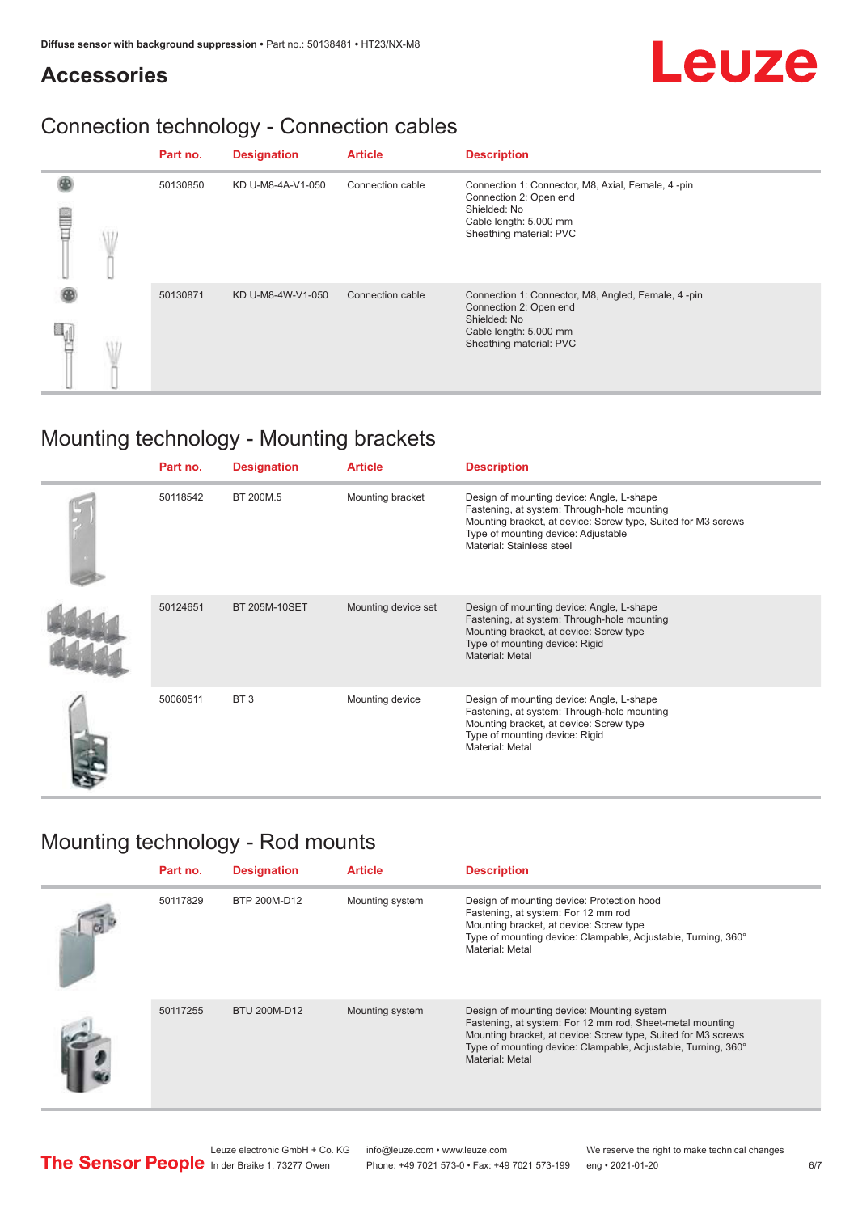## Accessories

### Connection technology - Connection cables

| Part no. | Designation | Article | Description |
|---|---|---|---|
| 50130850 | KD U-M8-4A-V1-050 | Connection cable | Connection 1: Connector, M8, Axial, Female, 4 -pin<br>Connection 2: Open end<br>Shielded: No<br>Cable length: 5,000 mm<br>Sheathing material: PVC |
| 50130871 | KD U-M8-4W-V1-050 | Connection cable | Connection 1: Connector, M8, Angled, Female, 4 -pin<br>Connection 2: Open end<br>Shielded: No<br>Cable length: 5,000 mm<br>Sheathing material: PVC |

### Mounting technology - Mounting brackets

| Part no. | Designation | Article | Description |
|---|---|---|---|
| 50118542 | BT 200M.5 | Mounting bracket | Design of mounting device: Angle, L-shape<br>Fastening, at system: Through-hole mounting<br>Mounting bracket, at device: Screw type, Suited for M3 screws<br>Type of mounting device: Adjustable<br>Material: Stainless steel |
| 50124651 | BT 205M-10SET | Mounting device set | Design of mounting device: Angle, L-shape<br>Fastening, at system: Through-hole mounting<br>Mounting bracket, at device: Screw type<br>Type of mounting device: Rigid<br>Material: Metal |
| 50060511 | BT 3 | Mounting device | Design of mounting device: Angle, L-shape<br>Fastening, at system: Through-hole mounting<br>Mounting bracket, at device: Screw type<br>Type of mounting device: Rigid<br>Material: Metal |

### Mounting technology - Rod mounts

| Part no. | Designation | Article | Description |
|---|---|---|---|
| 50117829 | BTP 200M-D12 | Mounting system | Design of mounting device: Protection hood<br>Fastening, at system: For 12 mm rod<br>Mounting bracket, at device: Screw type<br>Type of mounting device: Clampable, Adjustable, Turning, 360°<br>Material: Metal |
| 50117255 | BTU 200M-D12 | Mounting system | Design of mounting device: Mounting system<br>Fastening, at system: For 12 mm rod, Sheet-metal mounting<br>Mounting bracket, at device: Screw type, Suited for M3 screws<br>Type of mounting device: Clampable, Adjustable, Turning, 360°<br>Material: Metal |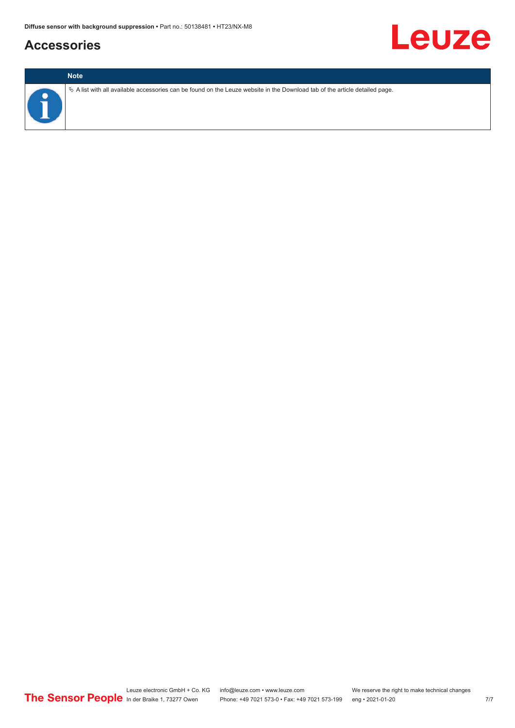## Accessories

**Note**

↳ A list with all available accessories can be found on the Leuze website in the Download tab of the article detailed page.